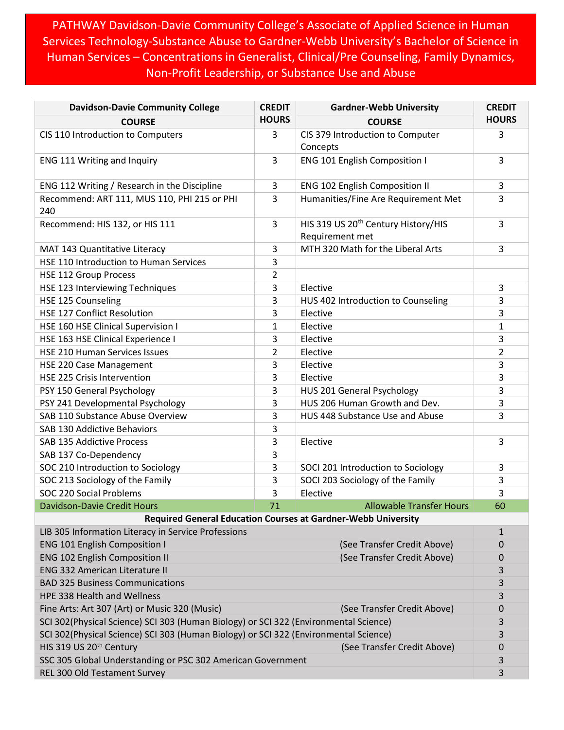# PATHWAY Davidson-Davie Community College's Associate of Applied Science in Human Services Technology-Substance Abuse to Gardner-Webb University's Bachelor of Science in Human Services – Concentrations in Generalist, Clinical/Pre Counseling, Family Dynamics, Non-Profit Leadership, or Substance Use and Abuse

| Davidson-Davie Community College COURSE | CREDIT HOURS | Gardner-Webb University COURSE | CREDIT HOURS |
|---|---|---|---|
| CIS 110 Introduction to Computers | 3 | CIS 379 Introduction to Computer Concepts | 3 |
| ENG 111 Writing and Inquiry | 3 | ENG 101 English Composition I | 3 |
| ENG 112 Writing / Research in the Discipline | 3 | ENG 102 English Composition II | 3 |
| Recommend: ART 111, MUS 110, PHI 215 or PHI 240 | 3 | Humanities/Fine Are Requirement Met | 3 |
| Recommend: HIS 132, or HIS 111 | 3 | HIS 319 US 20th Century History/HIS Requirement met | 3 |
| MAT 143 Quantitative Literacy | 3 | MTH 320 Math for the Liberal Arts | 3 |
| HSE 110 Introduction to Human Services | 3 | | |
| HSE 112 Group Process | 2 | | |
| HSE 123 Interviewing Techniques | 3 | Elective | 3 |
| HSE 125 Counseling | 3 | HUS 402 Introduction to Counseling | 3 |
| HSE 127 Conflict Resolution | 3 | Elective | 3 |
| HSE 160 HSE Clinical Supervision I | 1 | Elective | 1 |
| HSE 163 HSE Clinical Experience I | 3 | Elective | 3 |
| HSE 210 Human Services Issues | 2 | Elective | 2 |
| HSE 220 Case Management | 3 | Elective | 3 |
| HSE 225 Crisis Intervention | 3 | Elective | 3 |
| PSY 150 General Psychology | 3 | HUS 201 General Psychology | 3 |
| PSY 241 Developmental Psychology | 3 | HUS 206 Human Growth and Dev. | 3 |
| SAB 110 Substance Abuse Overview | 3 | HUS 448 Substance Use and Abuse | 3 |
| SAB 130 Addictive Behaviors | 3 | | |
| SAB 135 Addictive Process | 3 | Elective | 3 |
| SAB 137 Co-Dependency | 3 | | |
| SOC 210 Introduction to Sociology | 3 | SOCI 201 Introduction to Sociology | 3 |
| SOC 213 Sociology of the Family | 3 | SOCI 203 Sociology of the Family | 3 |
| SOC 220 Social Problems | 3 | Elective | 3 |
| Davidson-Davie Credit Hours | 71 | Allowable Transfer Hours | 60 |

| Required General Education Courses at Gardner-Webb University | | |
|---|---|---|
| LIB 305 Information Literacy in Service Professions | | 1 |
| ENG 101 English Composition I | (See Transfer Credit Above) | 0 |
| ENG 102 English Composition II | (See Transfer Credit Above) | 0 |
| ENG 332 American Literature II | | 3 |
| BAD 325 Business Communications | | 3 |
| HPE 338 Health and Wellness | | 3 |
| Fine Arts: Art 307 (Art) or Music 320 (Music) | (See Transfer Credit Above) | 0 |
| SCI 302(Physical Science) SCI 303 (Human Biology) or SCI 322 (Environmental Science) | | 3 |
| SCI 302(Physical Science) SCI 303 (Human Biology) or SCI 322 (Environmental Science) | | 3 |
| HIS 319 US 20th Century | (See Transfer Credit Above) | 0 |
| SSC 305 Global Understanding or PSC 302 American Government | | 3 |
| REL 300 Old Testament Survey | | 3 |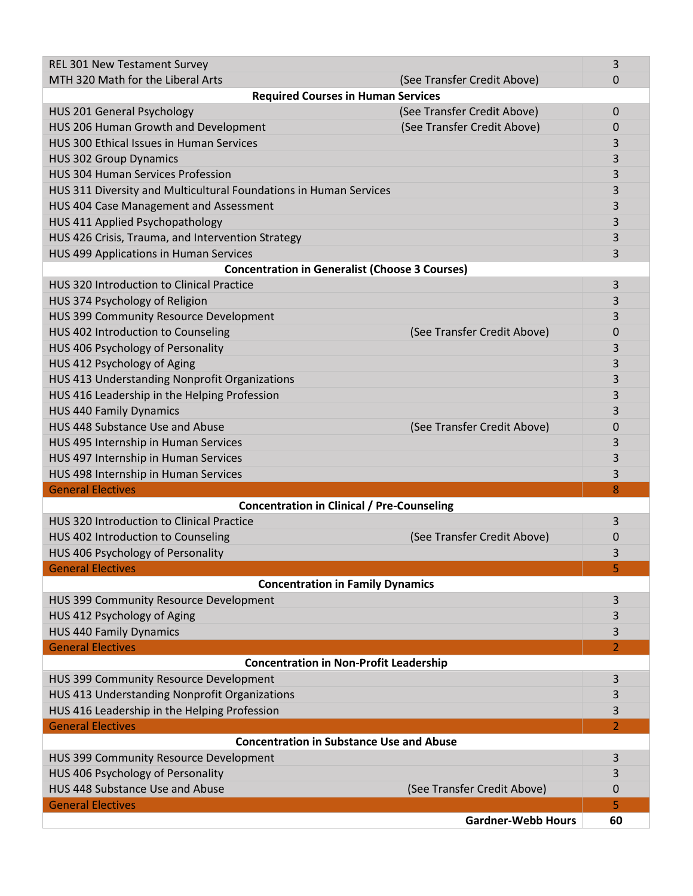| Course | Note | Hours |
|---|---|---|
| REL 301 New Testament Survey | | 3 |
| MTH 320 Math for the Liberal Arts | (See Transfer Credit Above) | 0 |
| **Required Courses in Human Services** | | |
| HUS 201 General Psychology | (See Transfer Credit Above) | 0 |
| HUS 206 Human Growth and Development | (See Transfer Credit Above) | 0 |
| HUS 300 Ethical Issues in Human Services | | 3 |
| HUS 302 Group Dynamics | | 3 |
| HUS 304 Human Services Profession | | 3 |
| HUS 311 Diversity and Multicultural Foundations in Human Services | | 3 |
| HUS 404 Case Management and Assessment | | 3 |
| HUS 411 Applied Psychopathology | | 3 |
| HUS 426 Crisis, Trauma, and Intervention Strategy | | 3 |
| HUS 499 Applications in Human Services | | 3 |
| **Concentration in Generalist (Choose 3 Courses)** | | |
| HUS 320 Introduction to Clinical Practice | | 3 |
| HUS 374 Psychology of Religion | | 3 |
| HUS 399 Community Resource Development | | 3 |
| HUS 402 Introduction to Counseling | (See Transfer Credit Above) | 0 |
| HUS 406 Psychology of Personality | | 3 |
| HUS 412 Psychology of Aging | | 3 |
| HUS 413 Understanding Nonprofit Organizations | | 3 |
| HUS 416 Leadership in the Helping Profession | | 3 |
| HUS 440 Family Dynamics | | 3 |
| HUS 448 Substance Use and Abuse | (See Transfer Credit Above) | 0 |
| HUS 495 Internship in Human Services | | 3 |
| HUS 497 Internship in Human Services | | 3 |
| HUS 498 Internship in Human Services | | 3 |
| General Electives | | 8 |
| **Concentration in Clinical / Pre-Counseling** | | |
| HUS 320 Introduction to Clinical Practice | | 3 |
| HUS 402 Introduction to Counseling | (See Transfer Credit Above) | 0 |
| HUS 406 Psychology of Personality | | 3 |
| General Electives | | 5 |
| **Concentration in Family Dynamics** | | |
| HUS 399 Community Resource Development | | 3 |
| HUS 412 Psychology of Aging | | 3 |
| HUS 440 Family Dynamics | | 3 |
| General Electives | | 2 |
| **Concentration in Non-Profit Leadership** | | |
| HUS 399 Community Resource Development | | 3 |
| HUS 413 Understanding Nonprofit Organizations | | 3 |
| HUS 416 Leadership in the Helping Profession | | 3 |
| General Electives | | 2 |
| **Concentration in Substance Use and Abuse** | | |
| HUS 399 Community Resource Development | | 3 |
| HUS 406 Psychology of Personality | | 3 |
| HUS 448 Substance Use and Abuse | (See Transfer Credit Above) | 0 |
| General Electives | | 5 |
| | **Gardner-Webb Hours** | **60** |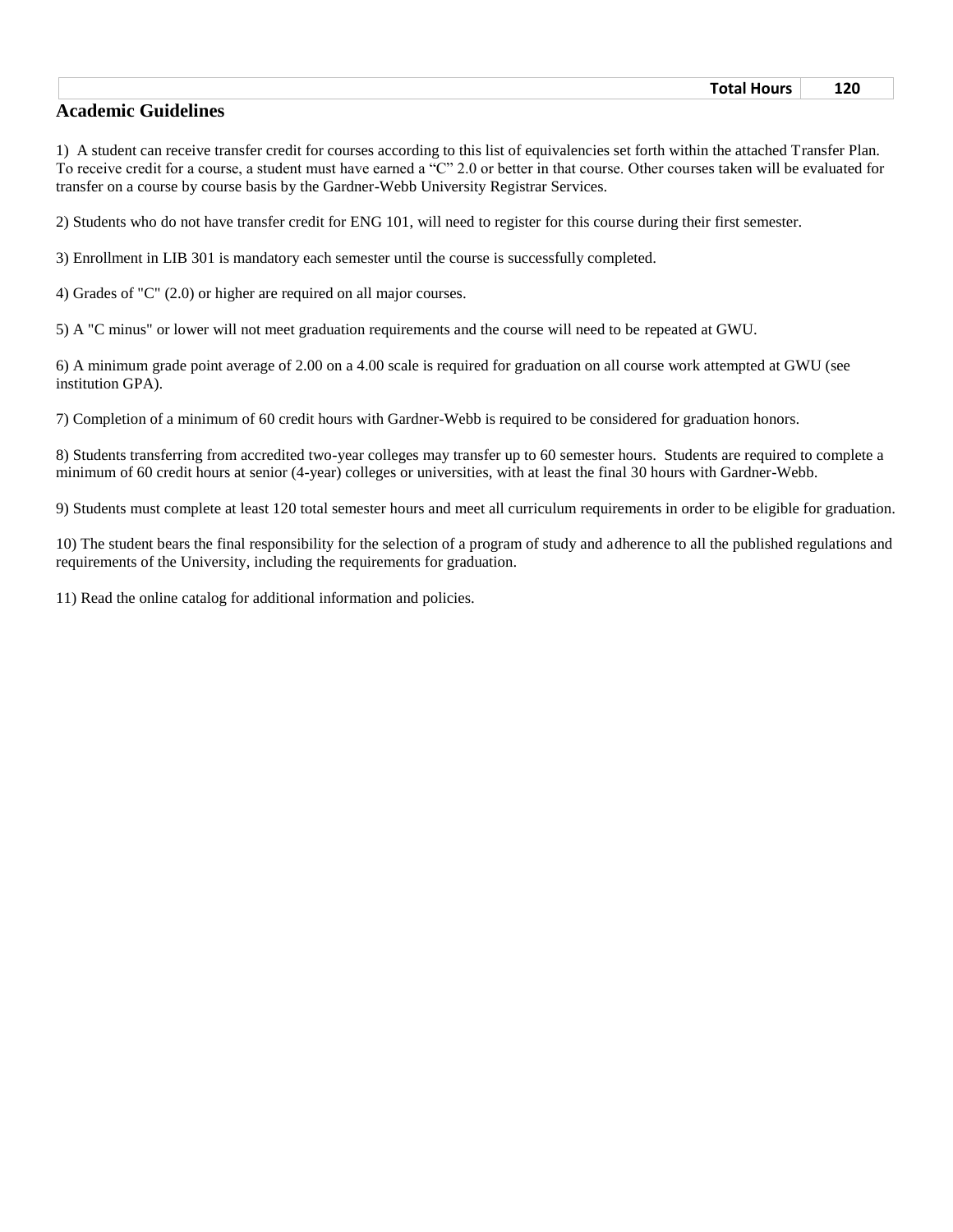| | | |
|---|---|---|
| | **Total Hours** | **120** |

## Academic Guidelines

1) A student can receive transfer credit for courses according to this list of equivalencies set forth within the attached Transfer Plan. To receive credit for a course, a student must have earned a “C” 2.0 or better in that course. Other courses taken will be evaluated for transfer on a course by course basis by the Gardner-Webb University Registrar Services.

2) Students who do not have transfer credit for ENG 101, will need to register for this course during their first semester.

3) Enrollment in LIB 301 is mandatory each semester until the course is successfully completed.

4) Grades of "C" (2.0) or higher are required on all major courses.

5) A "C minus" or lower will not meet graduation requirements and the course will need to be repeated at GWU.

6) A minimum grade point average of 2.00 on a 4.00 scale is required for graduation on all course work attempted at GWU (see institution GPA).

7) Completion of a minimum of 60 credit hours with Gardner-Webb is required to be considered for graduation honors.

8) Students transferring from accredited two-year colleges may transfer up to 60 semester hours. Students are required to complete a minimum of 60 credit hours at senior (4-year) colleges or universities, with at least the final 30 hours with Gardner-Webb.

9) Students must complete at least 120 total semester hours and meet all curriculum requirements in order to be eligible for graduation.

10) The student bears the final responsibility for the selection of a program of study and adherence to all the published regulations and requirements of the University, including the requirements for graduation.

11) Read the online catalog for additional information and policies.